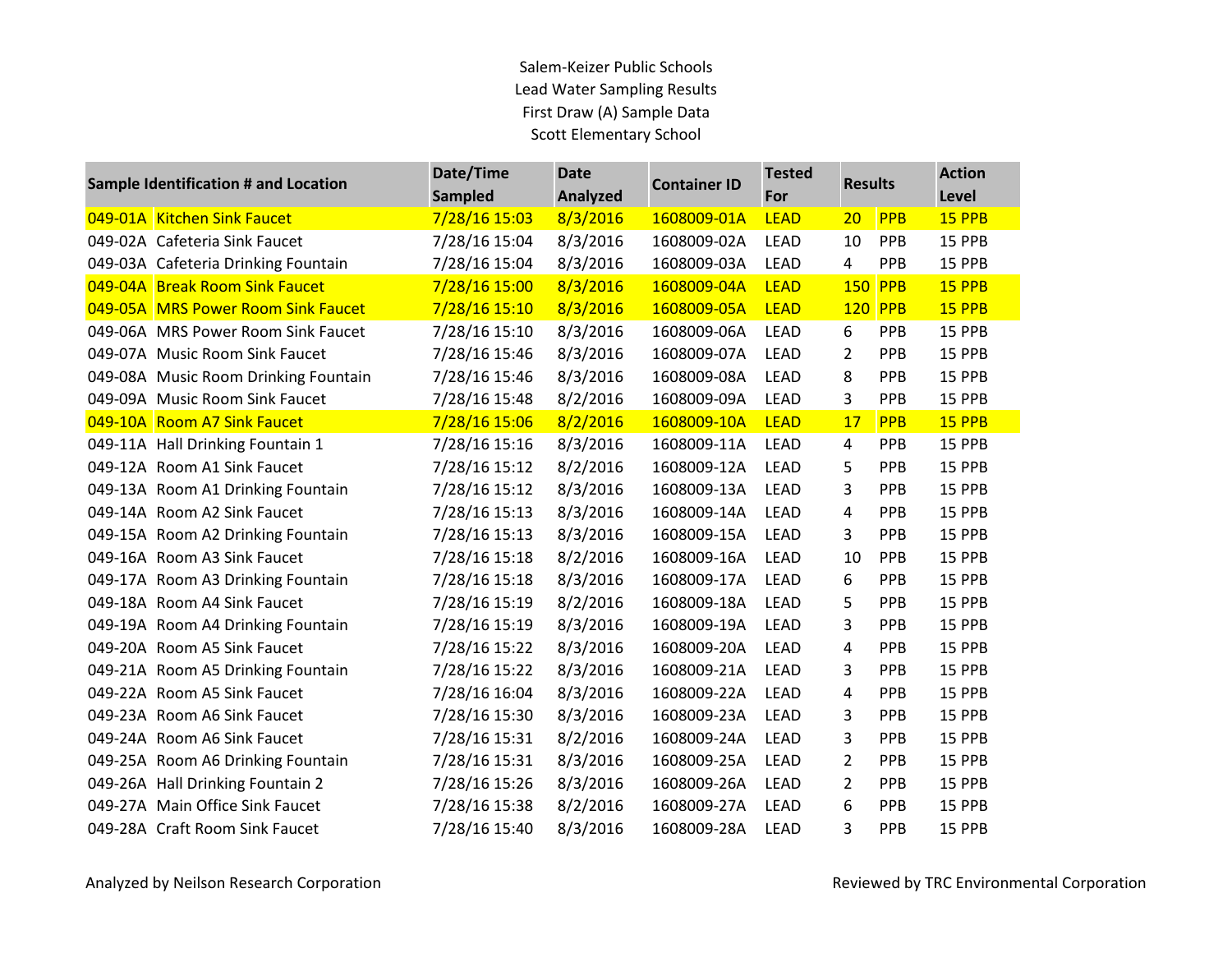Salem-Keizer Public Schools
Lead Water Sampling Results
First Draw (A) Sample Data
Scott Elementary School

| Sample Identification # and Location | | Date/Time Sampled | Date Analyzed | Container ID | Tested For | Results | | Action Level |
|---|---|---|---|---|---|---|---|---|
| 049-01A | Kitchen Sink Faucet | 7/28/16 15:03 | 8/3/2016 | 1608009-01A | LEAD | 20 | PPB | 15 PPB |
| 049-02A | Cafeteria Sink Faucet | 7/28/16 15:04 | 8/3/2016 | 1608009-02A | LEAD | 10 | PPB | 15 PPB |
| 049-03A | Cafeteria Drinking Fountain | 7/28/16 15:04 | 8/3/2016 | 1608009-03A | LEAD | 4 | PPB | 15 PPB |
| 049-04A | Break Room Sink Faucet | 7/28/16 15:00 | 8/3/2016 | 1608009-04A | LEAD | 150 | PPB | 15 PPB |
| 049-05A | MRS Power Room Sink Faucet | 7/28/16 15:10 | 8/3/2016 | 1608009-05A | LEAD | 120 | PPB | 15 PPB |
| 049-06A | MRS Power Room Sink Faucet | 7/28/16 15:10 | 8/3/2016 | 1608009-06A | LEAD | 6 | PPB | 15 PPB |
| 049-07A | Music Room Sink Faucet | 7/28/16 15:46 | 8/3/2016 | 1608009-07A | LEAD | 2 | PPB | 15 PPB |
| 049-08A | Music Room Drinking Fountain | 7/28/16 15:46 | 8/3/2016 | 1608009-08A | LEAD | 8 | PPB | 15 PPB |
| 049-09A | Music Room Sink Faucet | 7/28/16 15:48 | 8/2/2016 | 1608009-09A | LEAD | 3 | PPB | 15 PPB |
| 049-10A | Room A7 Sink Faucet | 7/28/16 15:06 | 8/2/2016 | 1608009-10A | LEAD | 17 | PPB | 15 PPB |
| 049-11A | Hall Drinking Fountain 1 | 7/28/16 15:16 | 8/3/2016 | 1608009-11A | LEAD | 4 | PPB | 15 PPB |
| 049-12A | Room A1 Sink Faucet | 7/28/16 15:12 | 8/2/2016 | 1608009-12A | LEAD | 5 | PPB | 15 PPB |
| 049-13A | Room A1 Drinking Fountain | 7/28/16 15:12 | 8/3/2016 | 1608009-13A | LEAD | 3 | PPB | 15 PPB |
| 049-14A | Room A2 Sink Faucet | 7/28/16 15:13 | 8/3/2016 | 1608009-14A | LEAD | 4 | PPB | 15 PPB |
| 049-15A | Room A2 Drinking Fountain | 7/28/16 15:13 | 8/3/2016 | 1608009-15A | LEAD | 3 | PPB | 15 PPB |
| 049-16A | Room A3 Sink Faucet | 7/28/16 15:18 | 8/2/2016 | 1608009-16A | LEAD | 10 | PPB | 15 PPB |
| 049-17A | Room A3 Drinking Fountain | 7/28/16 15:18 | 8/3/2016 | 1608009-17A | LEAD | 6 | PPB | 15 PPB |
| 049-18A | Room A4 Sink Faucet | 7/28/16 15:19 | 8/2/2016 | 1608009-18A | LEAD | 5 | PPB | 15 PPB |
| 049-19A | Room A4 Drinking Fountain | 7/28/16 15:19 | 8/3/2016 | 1608009-19A | LEAD | 3 | PPB | 15 PPB |
| 049-20A | Room A5 Sink Faucet | 7/28/16 15:22 | 8/3/2016 | 1608009-20A | LEAD | 4 | PPB | 15 PPB |
| 049-21A | Room A5 Drinking Fountain | 7/28/16 15:22 | 8/3/2016 | 1608009-21A | LEAD | 3 | PPB | 15 PPB |
| 049-22A | Room A5 Sink Faucet | 7/28/16 16:04 | 8/3/2016 | 1608009-22A | LEAD | 4 | PPB | 15 PPB |
| 049-23A | Room A6 Sink Faucet | 7/28/16 15:30 | 8/3/2016 | 1608009-23A | LEAD | 3 | PPB | 15 PPB |
| 049-24A | Room A6 Sink Faucet | 7/28/16 15:31 | 8/2/2016 | 1608009-24A | LEAD | 3 | PPB | 15 PPB |
| 049-25A | Room A6 Drinking Fountain | 7/28/16 15:31 | 8/3/2016 | 1608009-25A | LEAD | 2 | PPB | 15 PPB |
| 049-26A | Hall Drinking Fountain 2 | 7/28/16 15:26 | 8/3/2016 | 1608009-26A | LEAD | 2 | PPB | 15 PPB |
| 049-27A | Main Office Sink Faucet | 7/28/16 15:38 | 8/2/2016 | 1608009-27A | LEAD | 6 | PPB | 15 PPB |
| 049-28A | Craft Room Sink Faucet | 7/28/16 15:40 | 8/3/2016 | 1608009-28A | LEAD | 3 | PPB | 15 PPB |

Analyzed by Neilson Research Corporation

Reviewed by TRC Environmental Corporation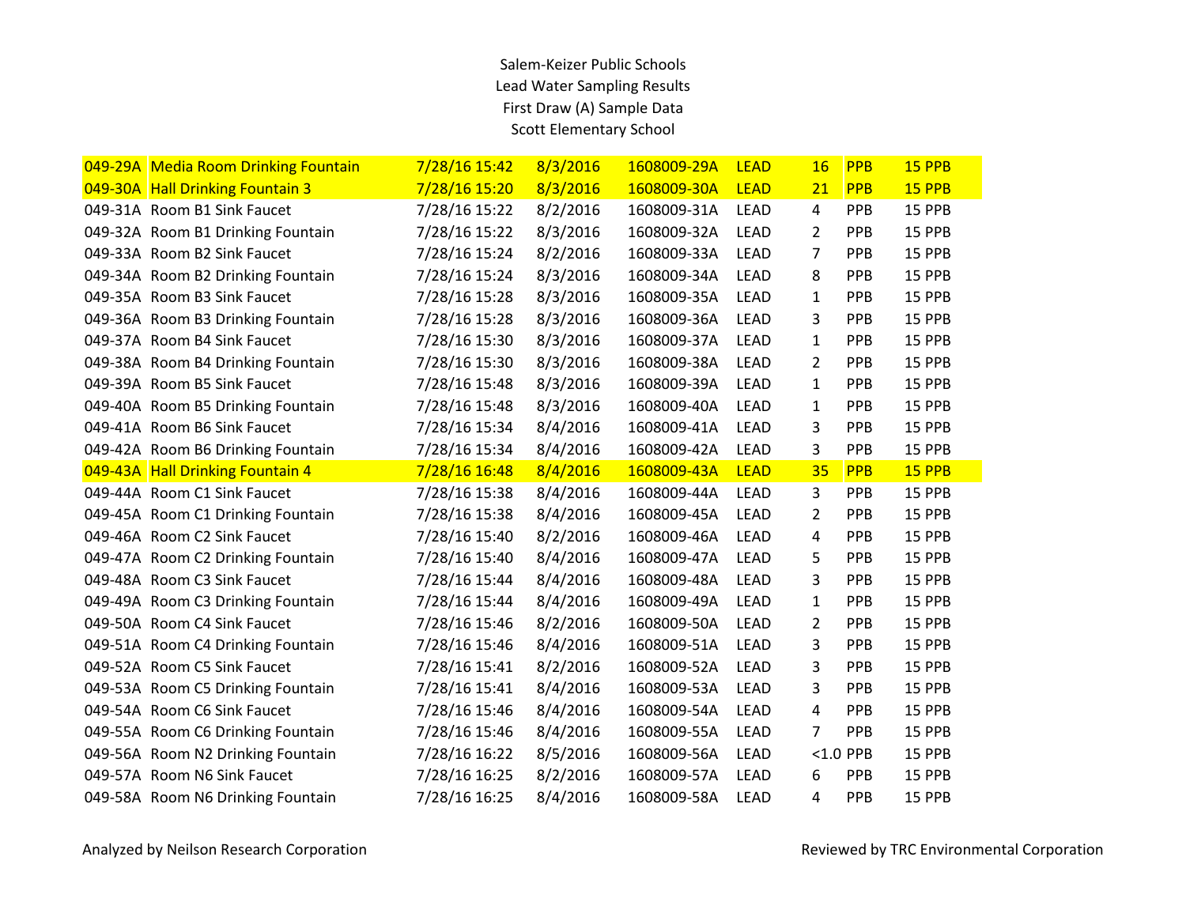Salem-Keizer Public Schools
Lead Water Sampling Results
First Draw (A) Sample Data
Scott Elementary School

| | | | | | | | | |
|---|---|---|---|---|---|---|---|---|
| 049-29A | Media Room Drinking Fountain | 7/28/16 15:42 | 8/3/2016 | 1608009-29A | LEAD | 16 | PPB | 15 PPB |
| 049-30A | Hall Drinking Fountain 3 | 7/28/16 15:20 | 8/3/2016 | 1608009-30A | LEAD | 21 | PPB | 15 PPB |
| 049-31A | Room B1 Sink Faucet | 7/28/16 15:22 | 8/2/2016 | 1608009-31A | LEAD | 4 | PPB | 15 PPB |
| 049-32A | Room B1 Drinking Fountain | 7/28/16 15:22 | 8/3/2016 | 1608009-32A | LEAD | 2 | PPB | 15 PPB |
| 049-33A | Room B2 Sink Faucet | 7/28/16 15:24 | 8/2/2016 | 1608009-33A | LEAD | 7 | PPB | 15 PPB |
| 049-34A | Room B2 Drinking Fountain | 7/28/16 15:24 | 8/3/2016 | 1608009-34A | LEAD | 8 | PPB | 15 PPB |
| 049-35A | Room B3 Sink Faucet | 7/28/16 15:28 | 8/3/2016 | 1608009-35A | LEAD | 1 | PPB | 15 PPB |
| 049-36A | Room B3 Drinking Fountain | 7/28/16 15:28 | 8/3/2016 | 1608009-36A | LEAD | 3 | PPB | 15 PPB |
| 049-37A | Room B4 Sink Faucet | 7/28/16 15:30 | 8/3/2016 | 1608009-37A | LEAD | 1 | PPB | 15 PPB |
| 049-38A | Room B4 Drinking Fountain | 7/28/16 15:30 | 8/3/2016 | 1608009-38A | LEAD | 2 | PPB | 15 PPB |
| 049-39A | Room B5 Sink Faucet | 7/28/16 15:48 | 8/3/2016 | 1608009-39A | LEAD | 1 | PPB | 15 PPB |
| 049-40A | Room B5 Drinking Fountain | 7/28/16 15:48 | 8/3/2016 | 1608009-40A | LEAD | 1 | PPB | 15 PPB |
| 049-41A | Room B6 Sink Faucet | 7/28/16 15:34 | 8/4/2016 | 1608009-41A | LEAD | 3 | PPB | 15 PPB |
| 049-42A | Room B6 Drinking Fountain | 7/28/16 15:34 | 8/4/2016 | 1608009-42A | LEAD | 3 | PPB | 15 PPB |
| 049-43A | Hall Drinking Fountain 4 | 7/28/16 16:48 | 8/4/2016 | 1608009-43A | LEAD | 35 | PPB | 15 PPB |
| 049-44A | Room C1 Sink Faucet | 7/28/16 15:38 | 8/4/2016 | 1608009-44A | LEAD | 3 | PPB | 15 PPB |
| 049-45A | Room C1 Drinking Fountain | 7/28/16 15:38 | 8/4/2016 | 1608009-45A | LEAD | 2 | PPB | 15 PPB |
| 049-46A | Room C2 Sink Faucet | 7/28/16 15:40 | 8/2/2016 | 1608009-46A | LEAD | 4 | PPB | 15 PPB |
| 049-47A | Room C2 Drinking Fountain | 7/28/16 15:40 | 8/4/2016 | 1608009-47A | LEAD | 5 | PPB | 15 PPB |
| 049-48A | Room C3 Sink Faucet | 7/28/16 15:44 | 8/4/2016 | 1608009-48A | LEAD | 3 | PPB | 15 PPB |
| 049-49A | Room C3 Drinking Fountain | 7/28/16 15:44 | 8/4/2016 | 1608009-49A | LEAD | 1 | PPB | 15 PPB |
| 049-50A | Room C4 Sink Faucet | 7/28/16 15:46 | 8/2/2016 | 1608009-50A | LEAD | 2 | PPB | 15 PPB |
| 049-51A | Room C4 Drinking Fountain | 7/28/16 15:46 | 8/4/2016 | 1608009-51A | LEAD | 3 | PPB | 15 PPB |
| 049-52A | Room C5 Sink Faucet | 7/28/16 15:41 | 8/2/2016 | 1608009-52A | LEAD | 3 | PPB | 15 PPB |
| 049-53A | Room C5 Drinking Fountain | 7/28/16 15:41 | 8/4/2016 | 1608009-53A | LEAD | 3 | PPB | 15 PPB |
| 049-54A | Room C6 Sink Faucet | 7/28/16 15:46 | 8/4/2016 | 1608009-54A | LEAD | 4 | PPB | 15 PPB |
| 049-55A | Room C6 Drinking Fountain | 7/28/16 15:46 | 8/4/2016 | 1608009-55A | LEAD | 7 | PPB | 15 PPB |
| 049-56A | Room N2 Drinking Fountain | 7/28/16 16:22 | 8/5/2016 | 1608009-56A | LEAD | <1.0 | PPB | 15 PPB |
| 049-57A | Room N6 Sink Faucet | 7/28/16 16:25 | 8/2/2016 | 1608009-57A | LEAD | 6 | PPB | 15 PPB |
| 049-58A | Room N6 Drinking Fountain | 7/28/16 16:25 | 8/4/2016 | 1608009-58A | LEAD | 4 | PPB | 15 PPB |

Analyzed by Neilson Research Corporation

Reviewed by TRC Environmental Corporation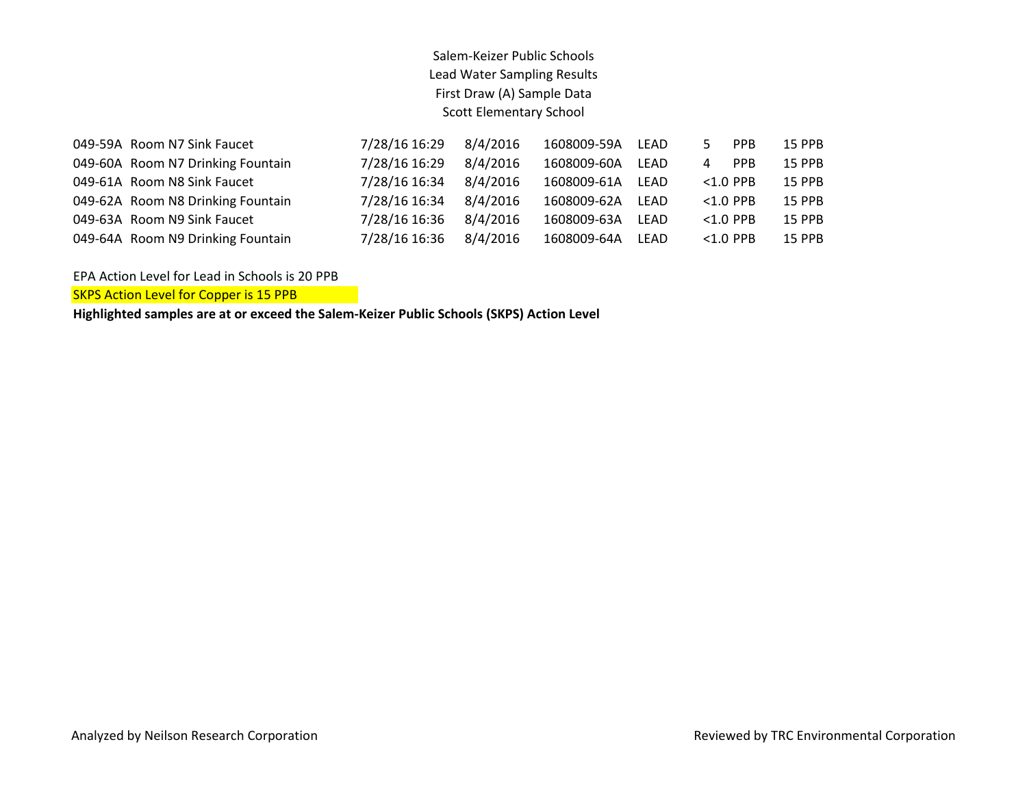Salem-Keizer Public Schools
Lead Water Sampling Results
First Draw (A) Sample Data
Scott Elementary School

| | | | | | | | |
|---|---|---|---|---|---|---|---|
| 049-59A | Room N7 Sink Faucet | 7/28/16 16:29 | 8/4/2016 | 1608009-59A | LEAD | 5 PPB | 15 PPB |
| 049-60A | Room N7 Drinking Fountain | 7/28/16 16:29 | 8/4/2016 | 1608009-60A | LEAD | 4 PPB | 15 PPB |
| 049-61A | Room N8 Sink Faucet | 7/28/16 16:34 | 8/4/2016 | 1608009-61A | LEAD | <1.0 PPB | 15 PPB |
| 049-62A | Room N8 Drinking Fountain | 7/28/16 16:34 | 8/4/2016 | 1608009-62A | LEAD | <1.0 PPB | 15 PPB |
| 049-63A | Room N9 Sink Faucet | 7/28/16 16:36 | 8/4/2016 | 1608009-63A | LEAD | <1.0 PPB | 15 PPB |
| 049-64A | Room N9 Drinking Fountain | 7/28/16 16:36 | 8/4/2016 | 1608009-64A | LEAD | <1.0 PPB | 15 PPB |

EPA Action Level for Lead in Schools is 20 PPB

SKPS Action Level for Copper is 15 PPB

**Highlighted samples are at or exceed the Salem-Keizer Public Schools (SKPS) Action Level**

Analyzed by Neilson Research Corporation

Reviewed by TRC Environmental Corporation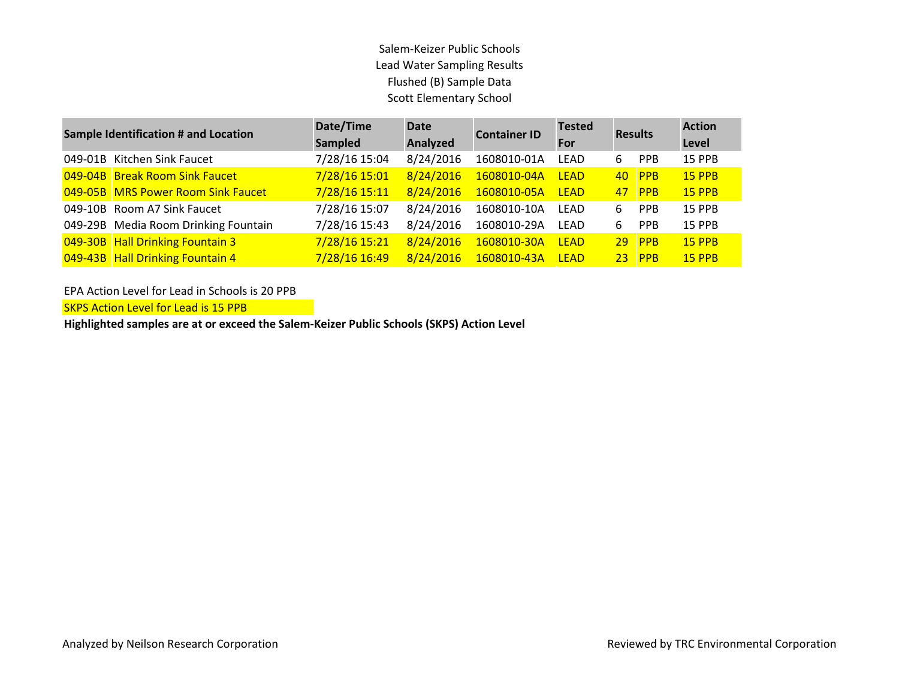Salem-Keizer Public Schools
Lead Water Sampling Results
Flushed (B) Sample Data
Scott Elementary School

| Sample Identification # and Location | | Date/Time Sampled | Date Analyzed | Container ID | Tested For | Results | | Action Level |
|---|---|---|---|---|---|---|---|---|
| 049-01B | Kitchen Sink Faucet | 7/28/16 15:04 | 8/24/2016 | 1608010-01A | LEAD | 6 | PPB | 15 PPB |
| 049-04B | Break Room Sink Faucet | 7/28/16 15:01 | 8/24/2016 | 1608010-04A | LEAD | 40 | PPB | 15 PPB |
| 049-05B | MRS Power Room Sink Faucet | 7/28/16 15:11 | 8/24/2016 | 1608010-05A | LEAD | 47 | PPB | 15 PPB |
| 049-10B | Room A7 Sink Faucet | 7/28/16 15:07 | 8/24/2016 | 1608010-10A | LEAD | 6 | PPB | 15 PPB |
| 049-29B | Media Room Drinking Fountain | 7/28/16 15:43 | 8/24/2016 | 1608010-29A | LEAD | 6 | PPB | 15 PPB |
| 049-30B | Hall Drinking Fountain 3 | 7/28/16 15:21 | 8/24/2016 | 1608010-30A | LEAD | 29 | PPB | 15 PPB |
| 049-43B | Hall Drinking Fountain 4 | 7/28/16 16:49 | 8/24/2016 | 1608010-43A | LEAD | 23 | PPB | 15 PPB |

EPA Action Level for Lead in Schools is 20 PPB

SKPS Action Level for Lead is 15 PPB

**Highlighted samples are at or exceed the Salem-Keizer Public Schools (SKPS) Action Level**

Analyzed by Neilson Research Corporation

Reviewed by TRC Environmental Corporation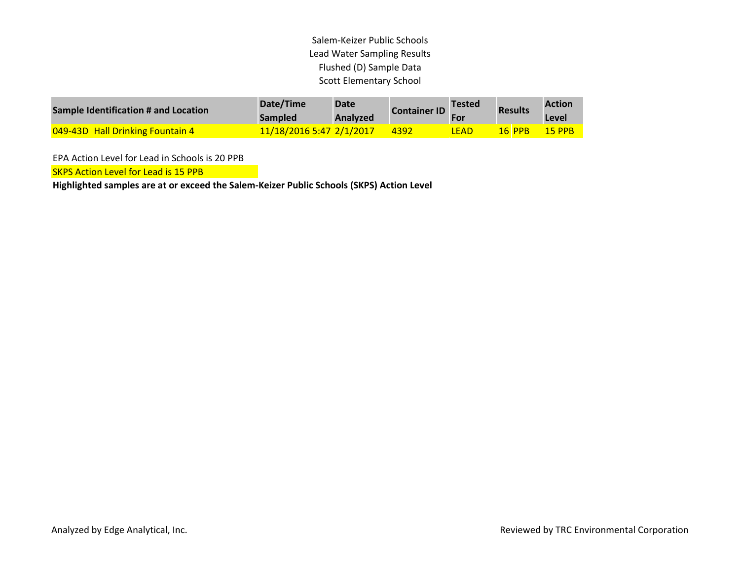Salem-Keizer Public Schools
Lead Water Sampling Results
Flushed (D) Sample Data
Scott Elementary School

| Sample Identification # and Location | Date/Time Sampled | Date Analyzed | Container ID | Tested For | Results | | Action Level |
|---|---|---|---|---|---|---|---|
| 049-43D Hall Drinking Fountain 4 | 11/18/2016 5:47 | 2/1/2017 | 4392 | LEAD | 16 | PPB | 15 PPB |

EPA Action Level for Lead in Schools is 20 PPB

SKPS Action Level for Lead is 15 PPB

**Highlighted samples are at or exceed the Salem-Keizer Public Schools (SKPS) Action Level**

Analyzed by Edge Analytical, Inc.

Reviewed by TRC Environmental Corporation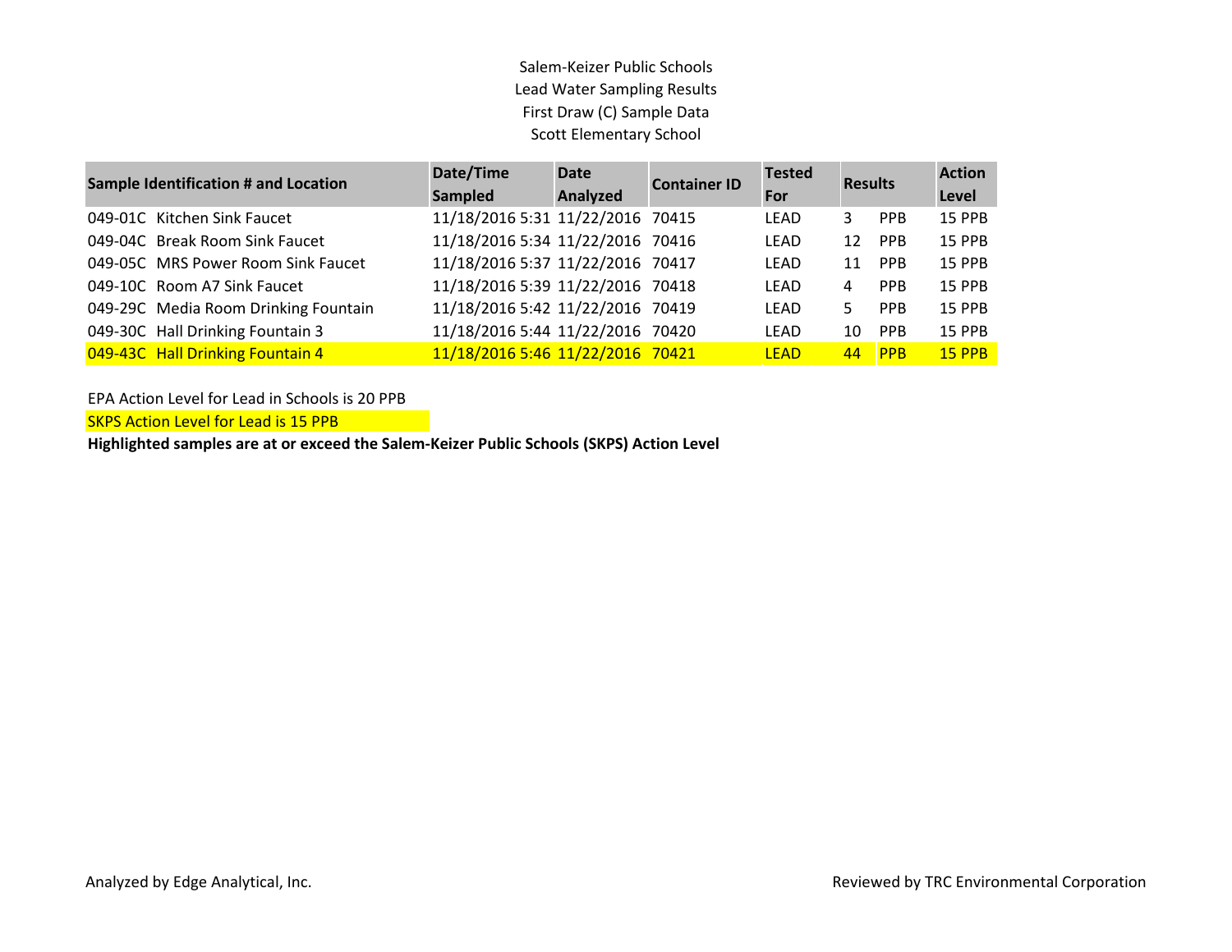Salem-Keizer Public Schools
Lead Water Sampling Results
First Draw (C) Sample Data
Scott Elementary School

| Sample Identification # and Location | Date/Time Sampled | Date Analyzed | Container ID | Tested For | Results | | Action Level |
|---|---|---|---|---|---|---|---|
| 049-01C Kitchen Sink Faucet | 11/18/2016 5:31 | 11/22/2016 | 70415 | LEAD | 3 | PPB | 15 PPB |
| 049-04C Break Room Sink Faucet | 11/18/2016 5:34 | 11/22/2016 | 70416 | LEAD | 12 | PPB | 15 PPB |
| 049-05C MRS Power Room Sink Faucet | 11/18/2016 5:37 | 11/22/2016 | 70417 | LEAD | 11 | PPB | 15 PPB |
| 049-10C Room A7 Sink Faucet | 11/18/2016 5:39 | 11/22/2016 | 70418 | LEAD | 4 | PPB | 15 PPB |
| 049-29C Media Room Drinking Fountain | 11/18/2016 5:42 | 11/22/2016 | 70419 | LEAD | 5 | PPB | 15 PPB |
| 049-30C Hall Drinking Fountain 3 | 11/18/2016 5:44 | 11/22/2016 | 70420 | LEAD | 10 | PPB | 15 PPB |
| 049-43C Hall Drinking Fountain 4 | 11/18/2016 5:46 | 11/22/2016 | 70421 | LEAD | 44 | PPB | 15 PPB |

EPA Action Level for Lead in Schools is 20 PPB

SKPS Action Level for Lead is 15 PPB

**Highlighted samples are at or exceed the Salem-Keizer Public Schools (SKPS) Action Level**

Analyzed by Edge Analytical, Inc.

Reviewed by TRC Environmental Corporation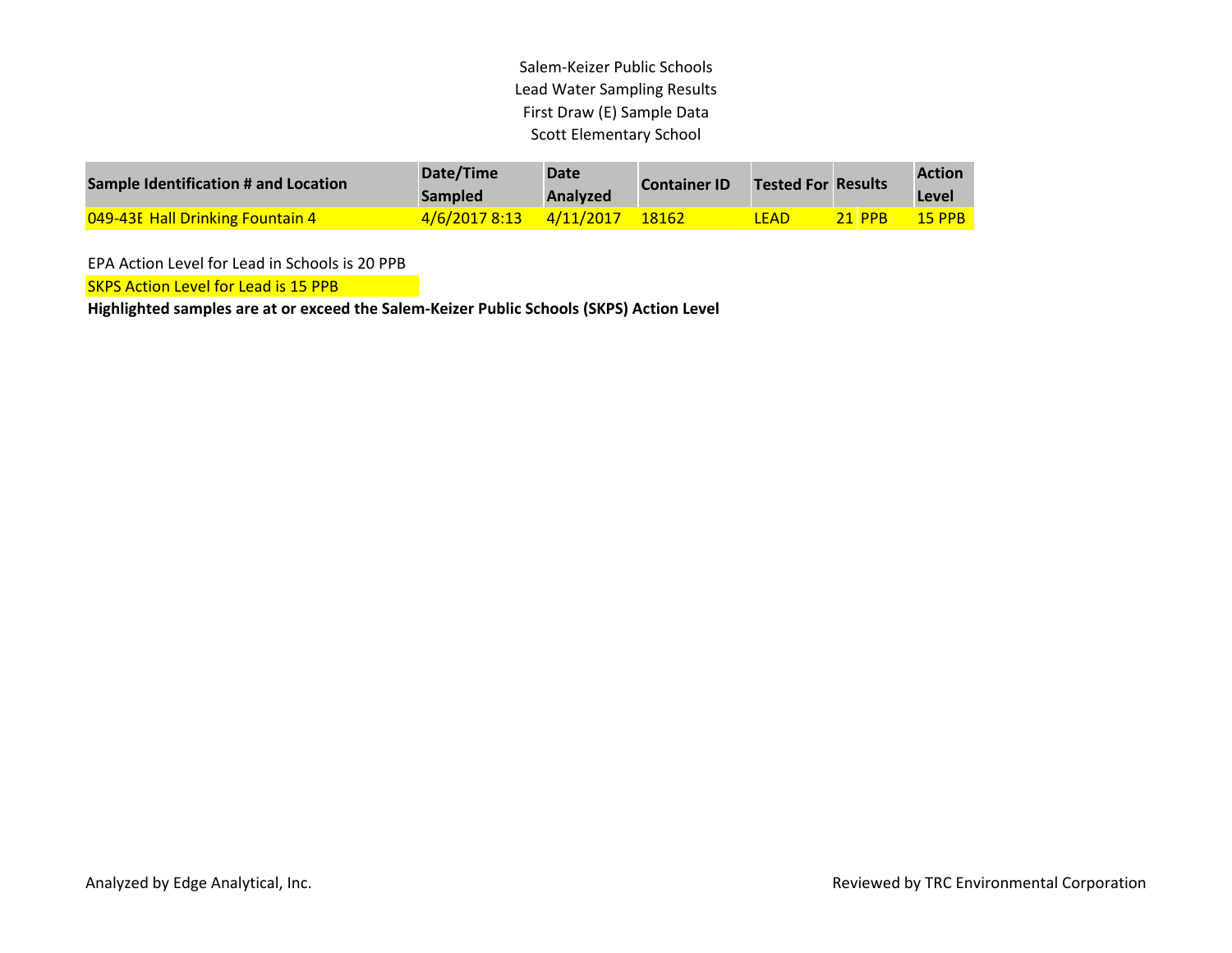Salem-Keizer Public Schools
Lead Water Sampling Results
First Draw (E) Sample Data
Scott Elementary School

| Sample Identification # and Location | Date/Time Sampled | Date Analyzed | Container ID | Tested For | Results | | Action Level |
|---|---|---|---|---|---|---|---|
| 049-43E Hall Drinking Fountain 4 | 4/6/2017 8:13 | 4/11/2017 | 18162 | LEAD | 21 | PPB | 15 PPB |

EPA Action Level for Lead in Schools is 20 PPB

SKPS Action Level for Lead is 15 PPB

**Highlighted samples are at or exceed the Salem-Keizer Public Schools (SKPS) Action Level**

Analyzed by Edge Analytical, Inc.

Reviewed by TRC Environmental Corporation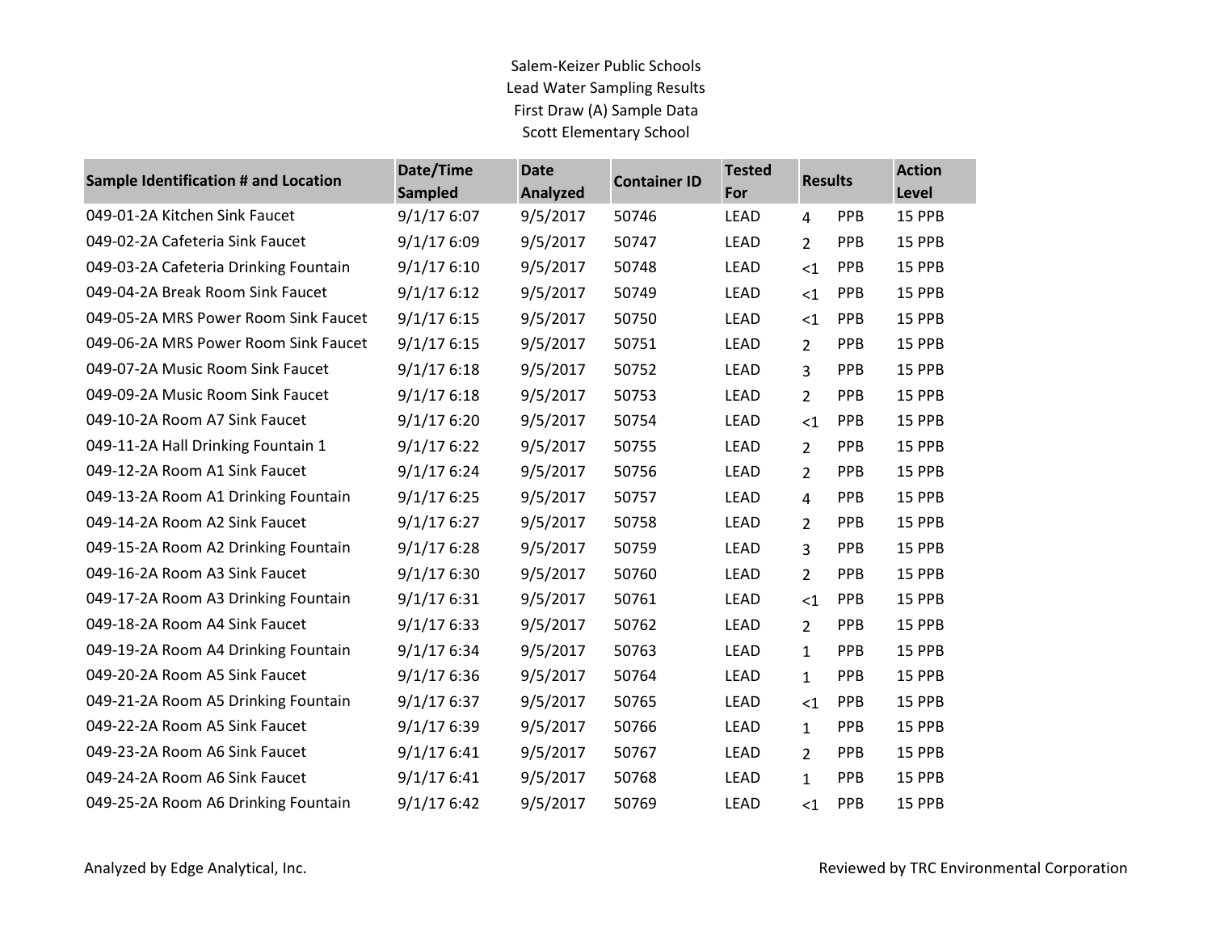Salem-Keizer Public Schools
Lead Water Sampling Results
First Draw (A) Sample Data
Scott Elementary School

| Sample Identification # and Location | Date/Time Sampled | Date Analyzed | Container ID | Tested For | Results | | Action Level |
|---|---|---|---|---|---|---|---|
| 049-01-2A Kitchen Sink Faucet | 9/1/17 6:07 | 9/5/2017 | 50746 | LEAD | 4 | PPB | 15 PPB |
| 049-02-2A Cafeteria Sink Faucet | 9/1/17 6:09 | 9/5/2017 | 50747 | LEAD | 2 | PPB | 15 PPB |
| 049-03-2A Cafeteria Drinking Fountain | 9/1/17 6:10 | 9/5/2017 | 50748 | LEAD | <1 | PPB | 15 PPB |
| 049-04-2A Break Room Sink Faucet | 9/1/17 6:12 | 9/5/2017 | 50749 | LEAD | <1 | PPB | 15 PPB |
| 049-05-2A MRS Power Room Sink Faucet | 9/1/17 6:15 | 9/5/2017 | 50750 | LEAD | <1 | PPB | 15 PPB |
| 049-06-2A MRS Power Room Sink Faucet | 9/1/17 6:15 | 9/5/2017 | 50751 | LEAD | 2 | PPB | 15 PPB |
| 049-07-2A Music Room Sink Faucet | 9/1/17 6:18 | 9/5/2017 | 50752 | LEAD | 3 | PPB | 15 PPB |
| 049-09-2A Music Room Sink Faucet | 9/1/17 6:18 | 9/5/2017 | 50753 | LEAD | 2 | PPB | 15 PPB |
| 049-10-2A Room A7 Sink Faucet | 9/1/17 6:20 | 9/5/2017 | 50754 | LEAD | <1 | PPB | 15 PPB |
| 049-11-2A Hall Drinking Fountain 1 | 9/1/17 6:22 | 9/5/2017 | 50755 | LEAD | 2 | PPB | 15 PPB |
| 049-12-2A Room A1 Sink Faucet | 9/1/17 6:24 | 9/5/2017 | 50756 | LEAD | 2 | PPB | 15 PPB |
| 049-13-2A Room A1 Drinking Fountain | 9/1/17 6:25 | 9/5/2017 | 50757 | LEAD | 4 | PPB | 15 PPB |
| 049-14-2A Room A2 Sink Faucet | 9/1/17 6:27 | 9/5/2017 | 50758 | LEAD | 2 | PPB | 15 PPB |
| 049-15-2A Room A2 Drinking Fountain | 9/1/17 6:28 | 9/5/2017 | 50759 | LEAD | 3 | PPB | 15 PPB |
| 049-16-2A Room A3 Sink Faucet | 9/1/17 6:30 | 9/5/2017 | 50760 | LEAD | 2 | PPB | 15 PPB |
| 049-17-2A Room A3 Drinking Fountain | 9/1/17 6:31 | 9/5/2017 | 50761 | LEAD | <1 | PPB | 15 PPB |
| 049-18-2A Room A4 Sink Faucet | 9/1/17 6:33 | 9/5/2017 | 50762 | LEAD | 2 | PPB | 15 PPB |
| 049-19-2A Room A4 Drinking Fountain | 9/1/17 6:34 | 9/5/2017 | 50763 | LEAD | 1 | PPB | 15 PPB |
| 049-20-2A Room A5 Sink Faucet | 9/1/17 6:36 | 9/5/2017 | 50764 | LEAD | 1 | PPB | 15 PPB |
| 049-21-2A Room A5 Drinking Fountain | 9/1/17 6:37 | 9/5/2017 | 50765 | LEAD | <1 | PPB | 15 PPB |
| 049-22-2A Room A5 Sink Faucet | 9/1/17 6:39 | 9/5/2017 | 50766 | LEAD | 1 | PPB | 15 PPB |
| 049-23-2A Room A6 Sink Faucet | 9/1/17 6:41 | 9/5/2017 | 50767 | LEAD | 2 | PPB | 15 PPB |
| 049-24-2A Room A6 Sink Faucet | 9/1/17 6:41 | 9/5/2017 | 50768 | LEAD | 1 | PPB | 15 PPB |
| 049-25-2A Room A6 Drinking Fountain | 9/1/17 6:42 | 9/5/2017 | 50769 | LEAD | <1 | PPB | 15 PPB |

Analyzed by Edge Analytical, Inc.

Reviewed by TRC Environmental Corporation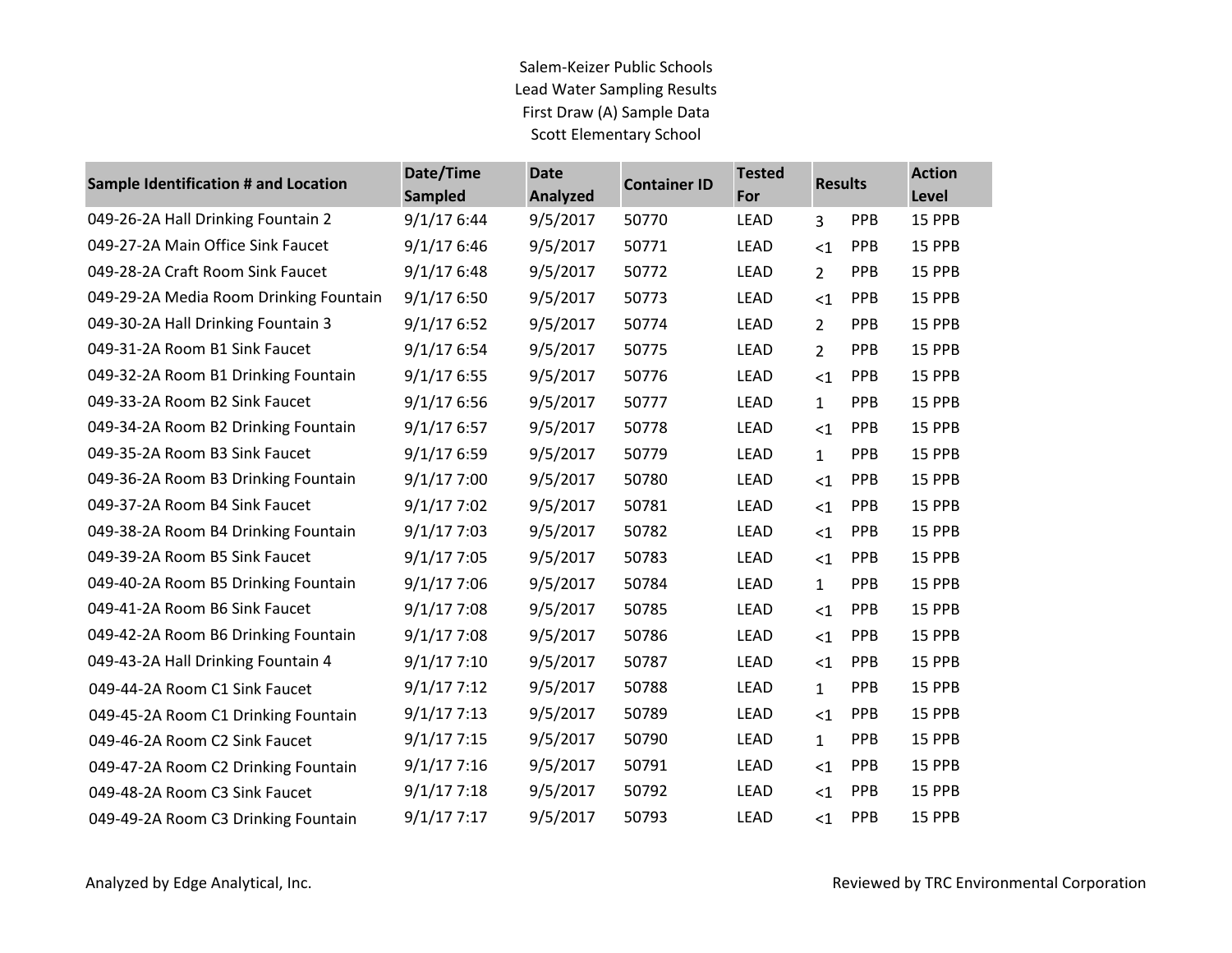Salem-Keizer Public Schools
Lead Water Sampling Results
First Draw (A) Sample Data
Scott Elementary School

| Sample Identification # and Location | Date/Time Sampled | Date Analyzed | Container ID | Tested For | Results | | Action Level |
|---|---|---|---|---|---|---|---|
| 049-26-2A Hall Drinking Fountain 2 | 9/1/17 6:44 | 9/5/2017 | 50770 | LEAD | 3 | PPB | 15 PPB |
| 049-27-2A Main Office Sink Faucet | 9/1/17 6:46 | 9/5/2017 | 50771 | LEAD | <1 | PPB | 15 PPB |
| 049-28-2A Craft Room Sink Faucet | 9/1/17 6:48 | 9/5/2017 | 50772 | LEAD | 2 | PPB | 15 PPB |
| 049-29-2A Media Room Drinking Fountain | 9/1/17 6:50 | 9/5/2017 | 50773 | LEAD | <1 | PPB | 15 PPB |
| 049-30-2A Hall Drinking Fountain 3 | 9/1/17 6:52 | 9/5/2017 | 50774 | LEAD | 2 | PPB | 15 PPB |
| 049-31-2A Room B1 Sink Faucet | 9/1/17 6:54 | 9/5/2017 | 50775 | LEAD | 2 | PPB | 15 PPB |
| 049-32-2A Room B1 Drinking Fountain | 9/1/17 6:55 | 9/5/2017 | 50776 | LEAD | <1 | PPB | 15 PPB |
| 049-33-2A Room B2 Sink Faucet | 9/1/17 6:56 | 9/5/2017 | 50777 | LEAD | 1 | PPB | 15 PPB |
| 049-34-2A Room B2 Drinking Fountain | 9/1/17 6:57 | 9/5/2017 | 50778 | LEAD | <1 | PPB | 15 PPB |
| 049-35-2A Room B3 Sink Faucet | 9/1/17 6:59 | 9/5/2017 | 50779 | LEAD | 1 | PPB | 15 PPB |
| 049-36-2A Room B3 Drinking Fountain | 9/1/17 7:00 | 9/5/2017 | 50780 | LEAD | <1 | PPB | 15 PPB |
| 049-37-2A Room B4 Sink Faucet | 9/1/17 7:02 | 9/5/2017 | 50781 | LEAD | <1 | PPB | 15 PPB |
| 049-38-2A Room B4 Drinking Fountain | 9/1/17 7:03 | 9/5/2017 | 50782 | LEAD | <1 | PPB | 15 PPB |
| 049-39-2A Room B5 Sink Faucet | 9/1/17 7:05 | 9/5/2017 | 50783 | LEAD | <1 | PPB | 15 PPB |
| 049-40-2A Room B5 Drinking Fountain | 9/1/17 7:06 | 9/5/2017 | 50784 | LEAD | 1 | PPB | 15 PPB |
| 049-41-2A Room B6 Sink Faucet | 9/1/17 7:08 | 9/5/2017 | 50785 | LEAD | <1 | PPB | 15 PPB |
| 049-42-2A Room B6 Drinking Fountain | 9/1/17 7:08 | 9/5/2017 | 50786 | LEAD | <1 | PPB | 15 PPB |
| 049-43-2A Hall Drinking Fountain 4 | 9/1/17 7:10 | 9/5/2017 | 50787 | LEAD | <1 | PPB | 15 PPB |
| 049-44-2A Room C1 Sink Faucet | 9/1/17 7:12 | 9/5/2017 | 50788 | LEAD | 1 | PPB | 15 PPB |
| 049-45-2A Room C1 Drinking Fountain | 9/1/17 7:13 | 9/5/2017 | 50789 | LEAD | <1 | PPB | 15 PPB |
| 049-46-2A Room C2 Sink Faucet | 9/1/17 7:15 | 9/5/2017 | 50790 | LEAD | 1 | PPB | 15 PPB |
| 049-47-2A Room C2 Drinking Fountain | 9/1/17 7:16 | 9/5/2017 | 50791 | LEAD | <1 | PPB | 15 PPB |
| 049-48-2A Room C3 Sink Faucet | 9/1/17 7:18 | 9/5/2017 | 50792 | LEAD | <1 | PPB | 15 PPB |
| 049-49-2A Room C3 Drinking Fountain | 9/1/17 7:17 | 9/5/2017 | 50793 | LEAD | <1 | PPB | 15 PPB |

Analyzed by Edge Analytical, Inc.

Reviewed by TRC Environmental Corporation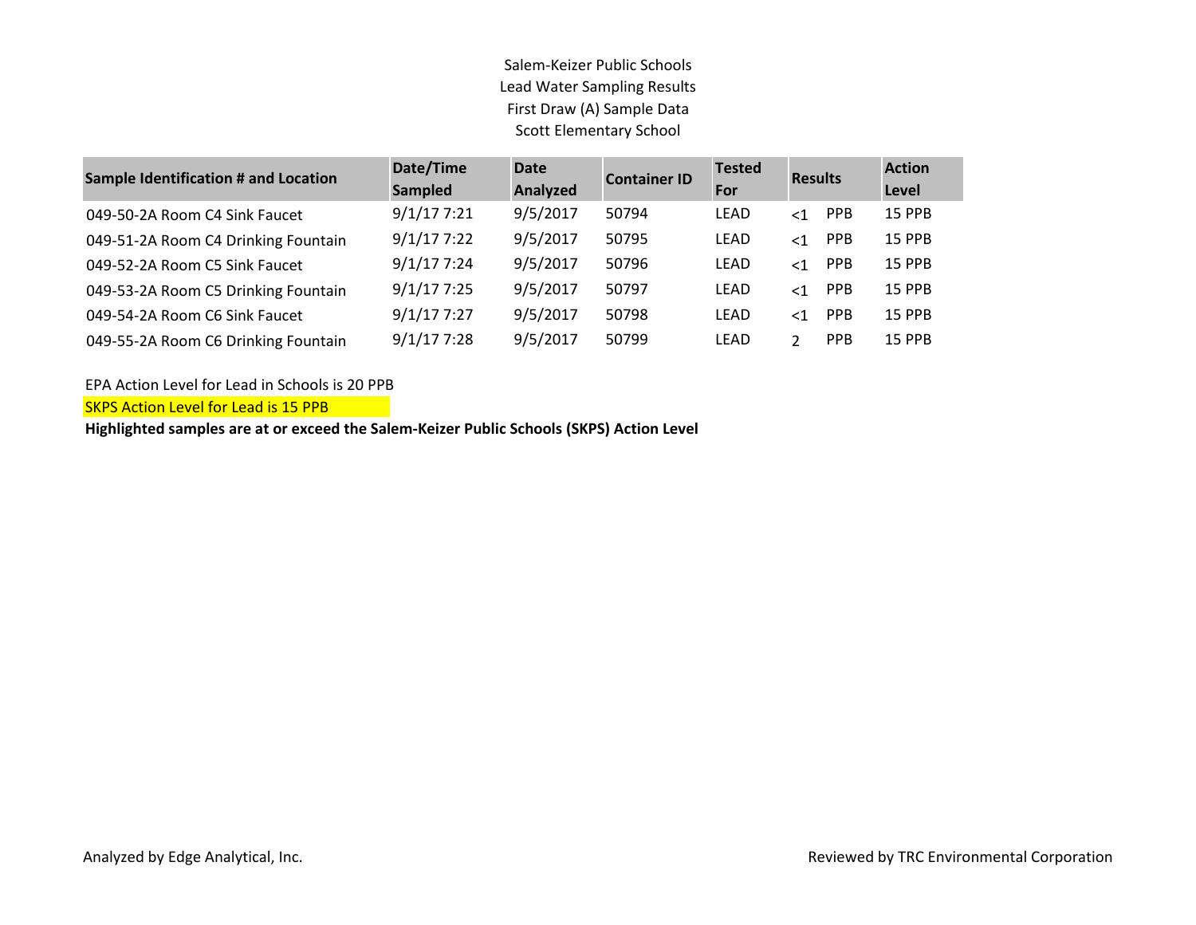Salem-Keizer Public Schools
Lead Water Sampling Results
First Draw (A) Sample Data
Scott Elementary School

| Sample Identification # and Location | Date/Time Sampled | Date Analyzed | Container ID | Tested For | Results | | Action Level |
|---|---|---|---|---|---|---|---|
| 049-50-2A Room C4 Sink Faucet | 9/1/17 7:21 | 9/5/2017 | 50794 | LEAD | <1 | PPB | 15 PPB |
| 049-51-2A Room C4 Drinking Fountain | 9/1/17 7:22 | 9/5/2017 | 50795 | LEAD | <1 | PPB | 15 PPB |
| 049-52-2A Room C5 Sink Faucet | 9/1/17 7:24 | 9/5/2017 | 50796 | LEAD | <1 | PPB | 15 PPB |
| 049-53-2A Room C5 Drinking Fountain | 9/1/17 7:25 | 9/5/2017 | 50797 | LEAD | <1 | PPB | 15 PPB |
| 049-54-2A Room C6 Sink Faucet | 9/1/17 7:27 | 9/5/2017 | 50798 | LEAD | <1 | PPB | 15 PPB |
| 049-55-2A Room C6 Drinking Fountain | 9/1/17 7:28 | 9/5/2017 | 50799 | LEAD | 2 | PPB | 15 PPB |

EPA Action Level for Lead in Schools is 20 PPB

SKPS Action Level for Lead is 15 PPB

**Highlighted samples are at or exceed the Salem-Keizer Public Schools (SKPS) Action Level**

Analyzed by Edge Analytical, Inc.

Reviewed by TRC Environmental Corporation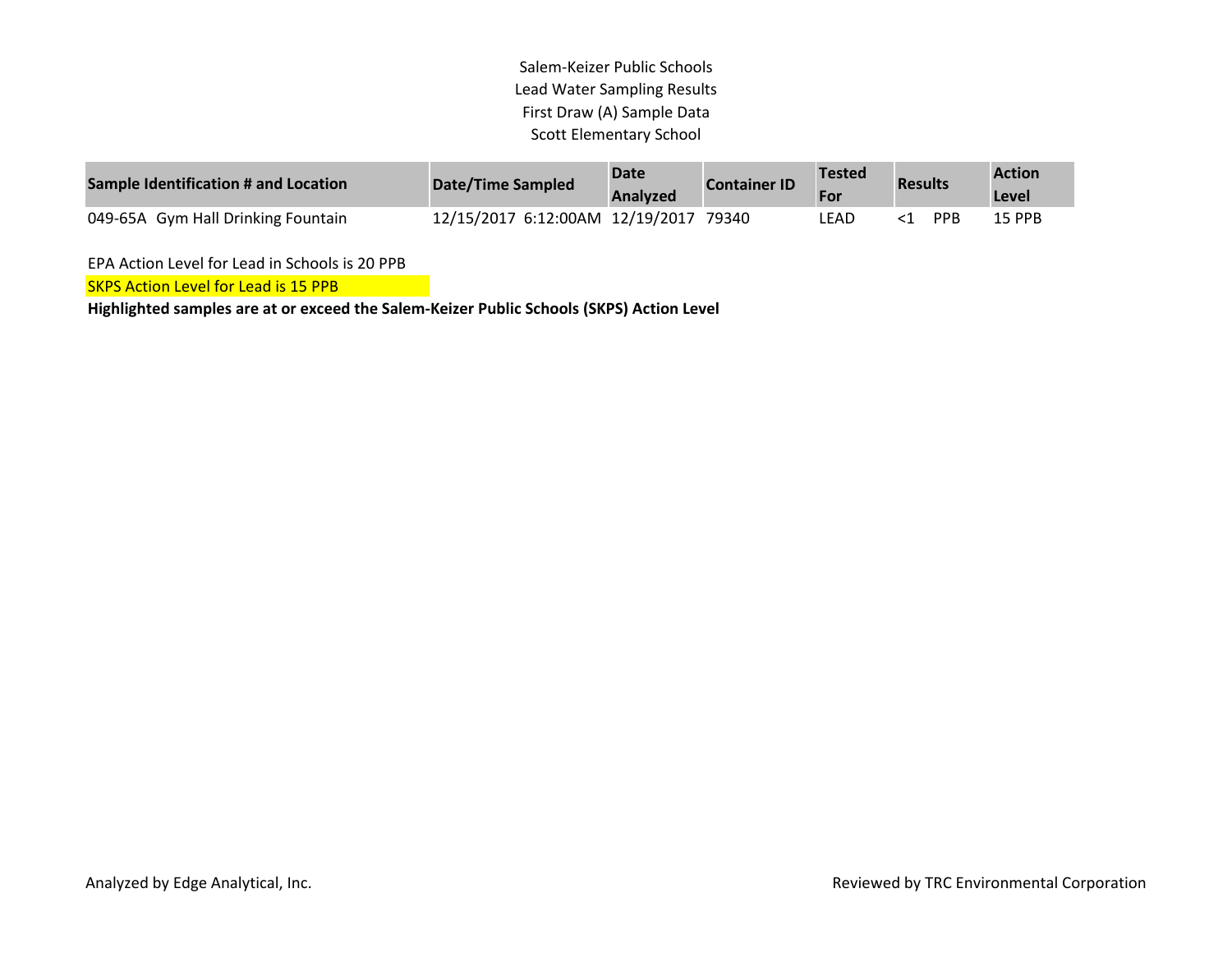Salem-Keizer Public Schools
Lead Water Sampling Results
First Draw (A) Sample Data
Scott Elementary School

| Sample Identification # and Location | Date/Time Sampled | Date Analyzed | Container ID | Tested For | Results | Action Level |
|---|---|---|---|---|---|---|
| 049-65A Gym Hall Drinking Fountain | 12/15/2017 6:12:00AM | 12/19/2017 | 79340 | LEAD | <1 PPB | 15 PPB |

EPA Action Level for Lead in Schools is 20 PPB

SKPS Action Level for Lead is 15 PPB

**Highlighted samples are at or exceed the Salem-Keizer Public Schools (SKPS) Action Level**

Analyzed by Edge Analytical, Inc.

Reviewed by TRC Environmental Corporation